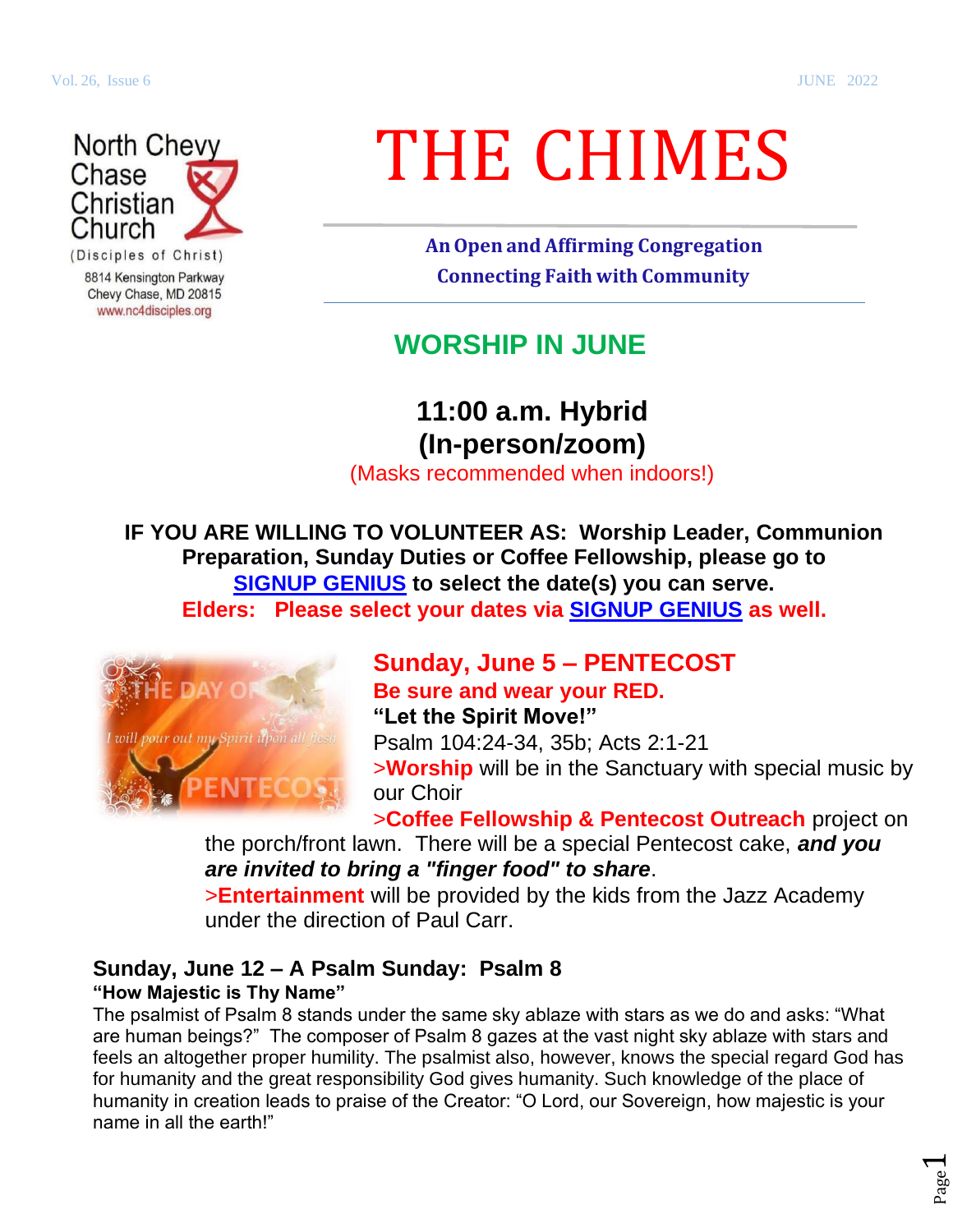Vol. 26, Issue 6 JUNE 2022

North Chevy Chase Christian Church
(Disciples of Christ)
8814 Kensington Parkway
Chevy Chase, MD 20815
www.nc4disciples.org

# THE CHIMES

**An Open and Affirming Congregation**
**Connecting Faith with Community**

## WORSHIP IN JUNE

### 11:00 a.m. Hybrid (In-person/zoom)

(Masks recommended when indoors!)

**IF YOU ARE WILLING TO VOLUNTEER AS: Worship Leader, Communion Preparation, Sunday Duties or Coffee Fellowship, please go to SIGNUP GENIUS to select the date(s) you can serve.**
**Elders: Please select your dates via SIGNUP GENIUS as well.**

### Sunday, June 5 – PENTECOST

**Be sure and wear your RED.**

**"Let the Spirit Move!"**

Psalm 104:24-34, 35b; Acts 2:1-21

>**Worship** will be in the Sanctuary with special music by our Choir

>**Coffee Fellowship & Pentecost Outreach** project on the porch/front lawn. There will be a special Pentecost cake, ***and you are invited to bring a "finger food" to share***.

>**Entertainment** will be provided by the kids from the Jazz Academy under the direction of Paul Carr.

### Sunday, June 12 – A Psalm Sunday: Psalm 8

**"How Majestic is Thy Name"**

The psalmist of Psalm 8 stands under the same sky ablaze with stars as we do and asks: "What are human beings?" The composer of Psalm 8 gazes at the vast night sky ablaze with stars and feels an altogether proper humility. The psalmist also, however, knows the special regard God has for humanity and the great responsibility God gives humanity. Such knowledge of the place of humanity in creation leads to praise of the Creator: "O Lord, our Sovereign, how majestic is your name in all the earth!"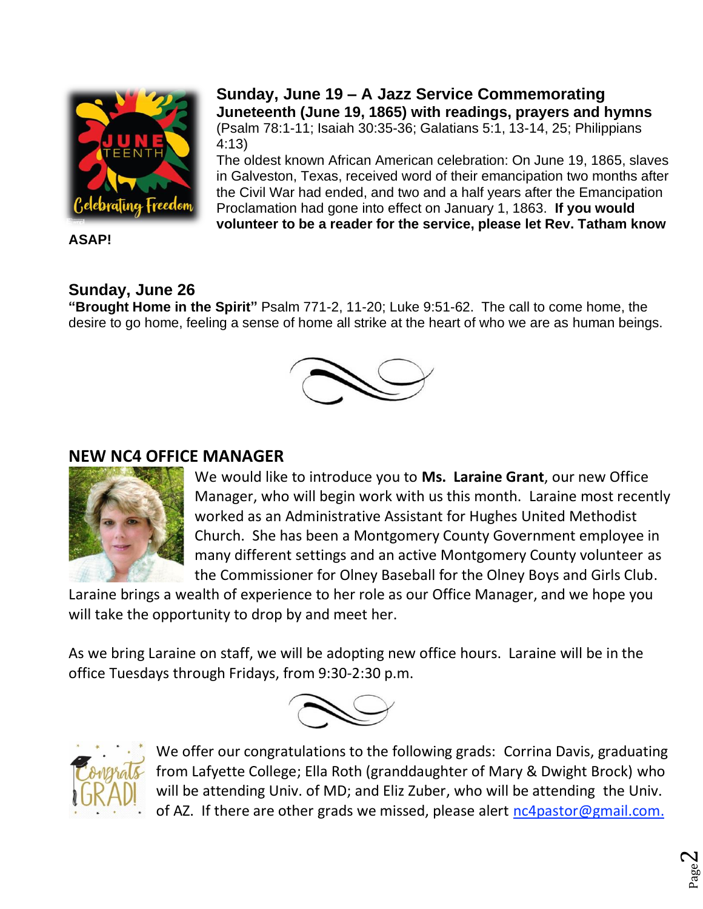**Sunday, June 19 – A Jazz Service Commemorating Juneteenth (June 19, 1865) with readings, prayers and hymns** (Psalm 78:1-11; Isaiah 30:35-36; Galatians 5:1, 13-14, 25; Philippians 4:13)

The oldest known African American celebration: On June 19, 1865, slaves in Galveston, Texas, received word of their emancipation two months after the Civil War had ended, and two and a half years after the Emancipation Proclamation had gone into effect on January 1, 1863. **If you would volunteer to be a reader for the service, please let Rev. Tatham know ASAP!**

**Sunday, June 26**

**"Brought Home in the Spirit"** Psalm 771-2, 11-20; Luke 9:51-62. The call to come home, the desire to go home, feeling a sense of home all strike at the heart of who we are as human beings.

## NEW NC4 OFFICE MANAGER

We would like to introduce you to **Ms. Laraine Grant**, our new Office Manager, who will begin work with us this month. Laraine most recently worked as an Administrative Assistant for Hughes United Methodist Church. She has been a Montgomery County Government employee in many different settings and an active Montgomery County volunteer as the Commissioner for Olney Baseball for the Olney Boys and Girls Club. Laraine brings a wealth of experience to her role as our Office Manager, and we hope you will take the opportunity to drop by and meet her.

As we bring Laraine on staff, we will be adopting new office hours. Laraine will be in the office Tuesdays through Fridays, from 9:30-2:30 p.m.

We offer our congratulations to the following grads: Corrina Davis, graduating from Lafyette College; Ella Roth (granddaughter of Mary & Dwight Brock) who will be attending Univ. of MD; and Eliz Zuber, who will be attending the Univ. of AZ. If there are other grads we missed, please alert nc4pastor@gmail.com.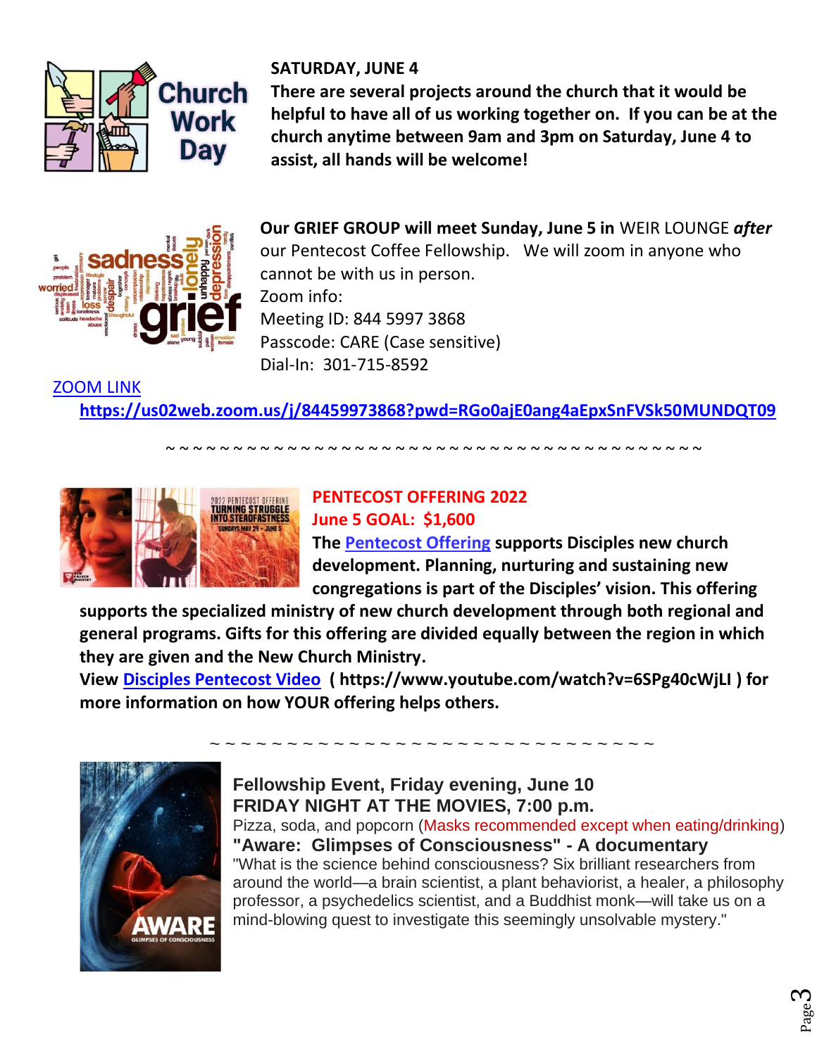**SATURDAY, JUNE 4**

**There are several projects around the church that it would be helpful to have all of us working together on. If you can be at the church anytime between 9am and 3pm on Saturday, June 4 to assist, all hands will be welcome!**

**Our GRIEF GROUP will meet Sunday, June 5 in** WEIR LOUNGE ***after*** our Pentecost Coffee Fellowship. We will zoom in anyone who cannot be with us in person.

Zoom info:
Meeting ID: 844 5997 3868
Passcode: CARE (Case sensitive)
Dial-In: 301-715-8592

ZOOM LINK

**https://us02web.zoom.us/j/84459973868?pwd=RGo0ajE0ang4aEpxSnFVSk50MUNDQT09**

~ ~ ~ ~ ~ ~ ~ ~ ~ ~ ~ ~ ~ ~ ~ ~ ~ ~ ~ ~ ~ ~ ~ ~ ~ ~ ~ ~ ~ ~ ~ ~ ~ ~ ~ ~ ~ ~ ~ ~ ~ ~ ~

**PENTECOST OFFERING 2022**
**June 5 GOAL: $1,600**

**The Pentecost Offering supports Disciples new church development. Planning, nurturing and sustaining new congregations is part of the Disciples' vision. This offering supports the specialized ministry of new church development through both regional and general programs. Gifts for this offering are divided equally between the region in which they are given and the New Church Ministry.**

**View Disciples Pentecost Video ( https://www.youtube.com/watch?v=6SPg40cWjLI ) for more information on how YOUR offering helps others.**

~ ~ ~ ~ ~ ~ ~ ~ ~ ~ ~ ~ ~ ~ ~ ~ ~ ~ ~ ~ ~ ~ ~ ~ ~ ~ ~ ~ ~ ~ ~

**Fellowship Event, Friday evening, June 10**
**FRIDAY NIGHT AT THE MOVIES, 7:00 p.m.**

Pizza, soda, and popcorn (Masks recommended except when eating/drinking)

**"Aware: Glimpses of Consciousness" - A documentary**

"What is the science behind consciousness? Six brilliant researchers from around the world—a brain scientist, a plant behaviorist, a healer, a philosophy professor, a psychedelics scientist, and a Buddhist monk—will take us on a mind-blowing quest to investigate this seemingly unsolvable mystery."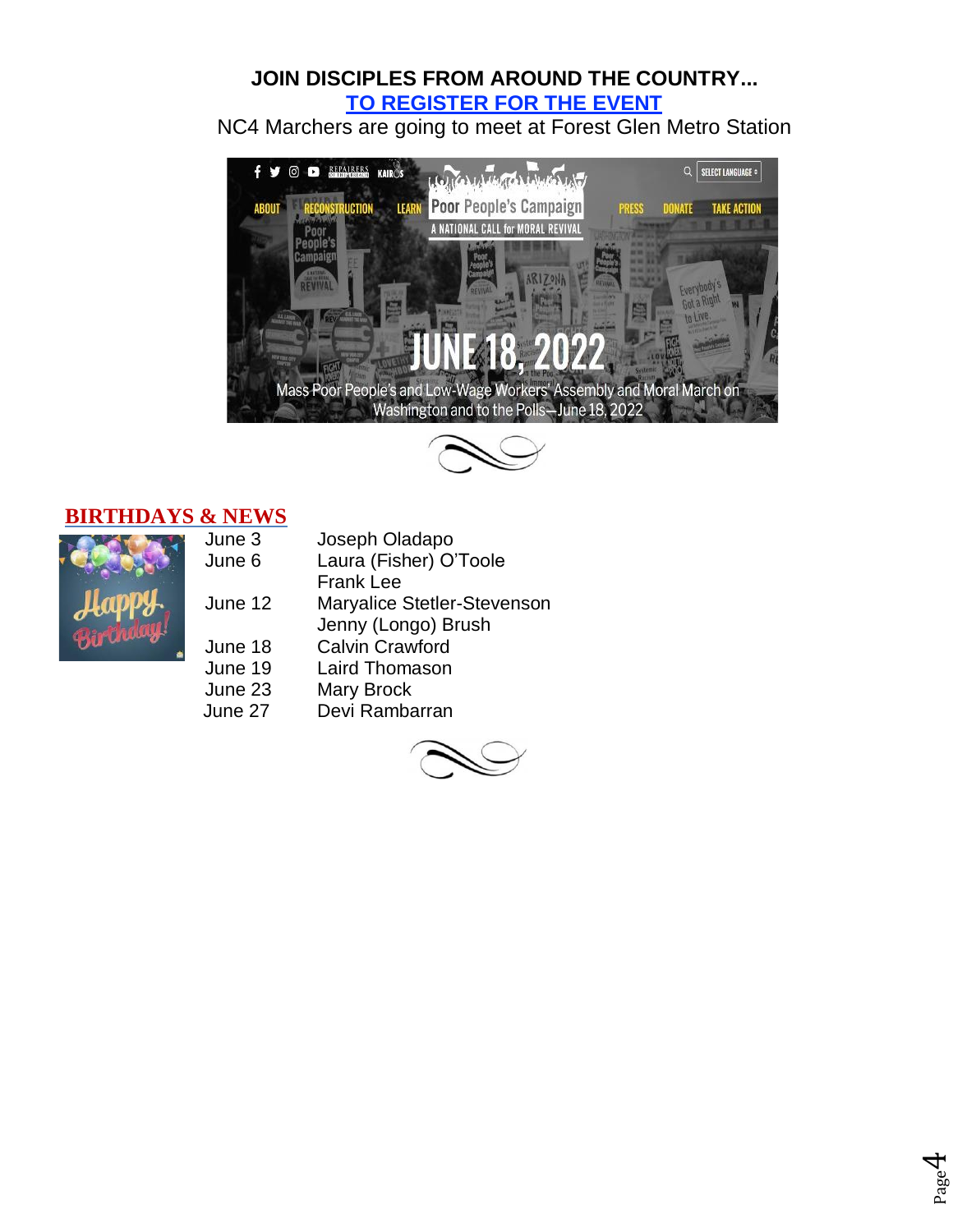**JOIN DISCIPLES FROM AROUND THE COUNTRY...**

**TO REGISTER FOR THE EVENT**

NC4 Marchers are going to meet at Forest Glen Metro Station

## BIRTHDAYS & NEWS

| | |
|---|---|
| June 3 | Joseph Oladapo |
| June 6 | Laura (Fisher) O'Toole |
| | Frank Lee |
| June 12 | Maryalice Stetler-Stevenson |
| | Jenny (Longo) Brush |
| June 18 | Calvin Crawford |
| June 19 | Laird Thomason |
| June 23 | Mary Brock |
| June 27 | Devi Rambarran |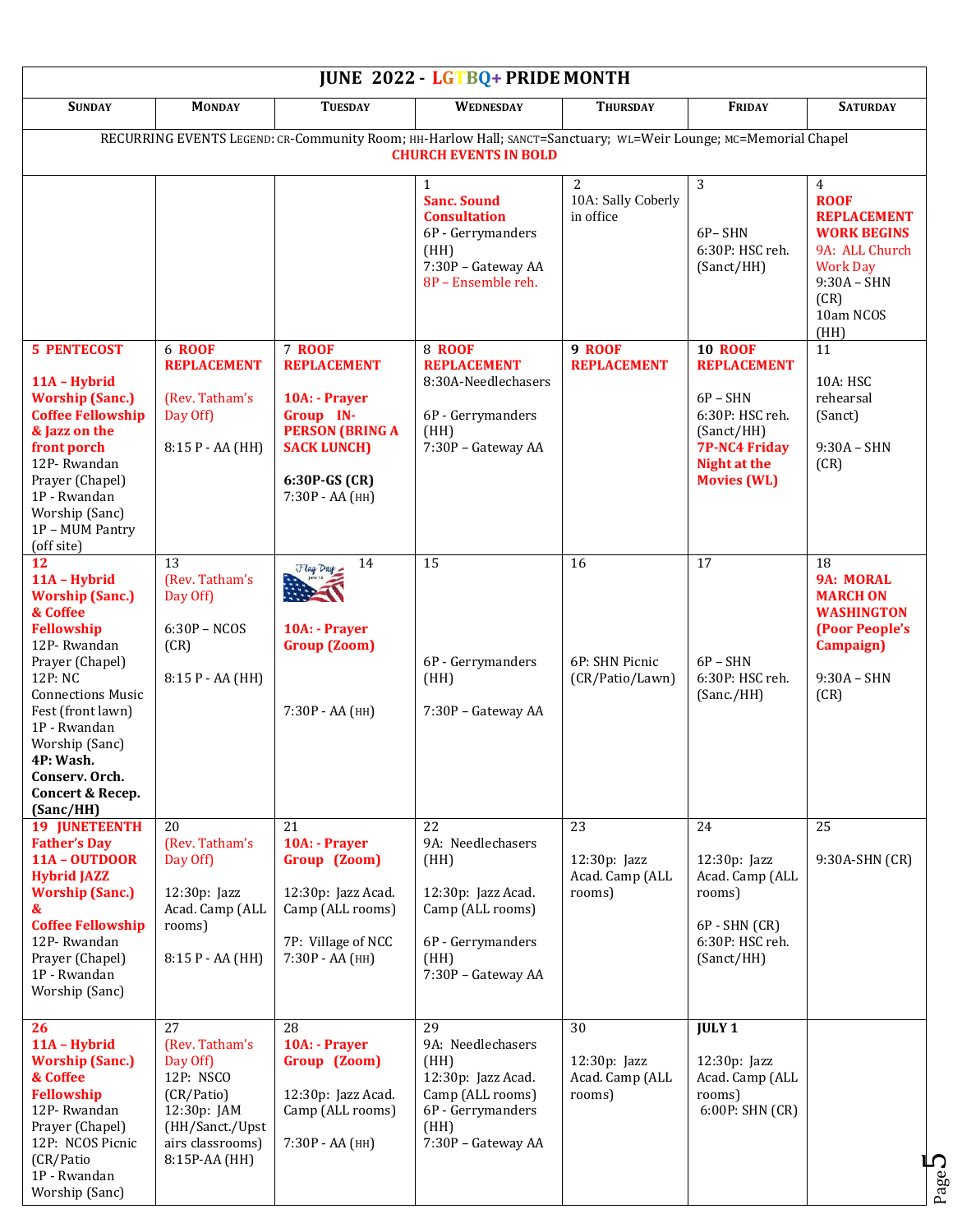# JUNE 2022 - LGTBQ+ PRIDE MONTH

| SUNDAY | MONDAY | TUESDAY | WEDNESDAY | THURSDAY | FRIDAY | SATURDAY |
|---|---|---|---|---|---|---|
| RECURRING EVENTS LEGEND: CR-Community Room; HH-Harlow Hall; SANCT=Sanctuary; WL=Weir Lounge; MC=Memorial Chapel **CHURCH EVENTS IN BOLD** | | | | | | |
| | | | 1 **Sanc. Sound Consultation** 6P - Gerrymanders (HH) 7:30P – Gateway AA 8P – Ensemble reh. | 2 10A: Sally Coberly in office | 3 6P– SHN 6:30P: HSC reh. (Sanct/HH) | 4 **ROOF REPLACEMENT WORK BEGINS** 9A: ALL Church Work Day 9:30A – SHN (CR) 10am NCOS (HH) |
| **5 PENTECOST** **11A – Hybrid Worship (Sanc.) Coffee Fellowship & Jazz on the front porch** 12P- Rwandan Prayer (Chapel) 1P - Rwandan Worship (Sanc) 1P – MUM Pantry (off site) | 6 **ROOF REPLACEMENT** (Rev. Tatham's Day Off) 8:15 P - AA (HH) | 7 **ROOF REPLACEMENT** **10A: - Prayer Group IN-PERSON (BRING A SACK LUNCH)** **6:30P-GS (CR)** 7:30P - AA (HH) | 8 **ROOF REPLACEMENT** 8:30A-Needlechasers 6P - Gerrymanders (HH) 7:30P – Gateway AA | 9 **ROOF REPLACEMENT** | 10 **ROOF REPLACEMENT** 6P – SHN 6:30P: HSC reh. (Sanct/HH) **7P-NC4 Friday Night at the Movies (WL)** | 11 10A: HSC rehearsal (Sanct) 9:30A – SHN (CR) |
| **12** **11A – Hybrid Worship (Sanc.) & Coffee Fellowship** 12P- Rwandan Prayer (Chapel) 12P: NC Connections Music Fest (front lawn) 1P - Rwandan Worship (Sanc) **4P: Wash. Conserv. Orch. Concert & Recep. (Sanc/HH)** | 13 (Rev. Tatham's Day Off) 6:30P – NCOS (CR) 8:15 P - AA (HH) | 14 Flag Day June 14 **10A: - Prayer Group (Zoom)** 7:30P - AA (HH) | 15 6P - Gerrymanders (HH) 7:30P – Gateway AA | 16 6P: SHN Picnic (CR/Patio/Lawn) | 17 6P – SHN 6:30P: HSC reh. (Sanc./HH) | 18 **9A: MORAL MARCH ON WASHINGTON (Poor People's Campaign)** 9:30A – SHN (CR) |
| **19 JUNETEENTH Father's Day 11A – OUTDOOR Hybrid JAZZ Worship (Sanc.) & Coffee Fellowship** 12P- Rwandan Prayer (Chapel) 1P - Rwandan Worship (Sanc) | 20 (Rev. Tatham's Day Off) 12:30p: Jazz Acad. Camp (ALL rooms) 8:15 P - AA (HH) | 21 **10A: - Prayer Group (Zoom)** 12:30p: Jazz Acad. Camp (ALL rooms) 7P: Village of NCC 7:30P - AA (HH) | 22 9A: Needlechasers (HH) 12:30p: Jazz Acad. Camp (ALL rooms) 6P - Gerrymanders (HH) 7:30P – Gateway AA | 23 12:30p: Jazz Acad. Camp (ALL rooms) | 24 12:30p: Jazz Acad. Camp (ALL rooms) 6P - SHN (CR) 6:30P: HSC reh. (Sanct/HH) | 25 9:30A-SHN (CR) |
| **26** **11A – Hybrid Worship (Sanc.) & Coffee Fellowship** 12P- Rwandan Prayer (Chapel) 12P: NCOS Picnic (CR/Patio 1P - Rwandan Worship (Sanc) | 27 (Rev. Tatham's Day Off) 12P: NSCO (CR/Patio) 12:30p: JAM (HH/Sanct./Upstairs classrooms) 8:15P-AA (HH) | 28 **10A: - Prayer Group (Zoom)** 12:30p: Jazz Acad. Camp (ALL rooms) 7:30P - AA (HH) | 29 9A: Needlechasers (HH) 12:30p: Jazz Acad. Camp (ALL rooms) 6P - Gerrymanders (HH) 7:30P – Gateway AA | 30 12:30p: Jazz Acad. Camp (ALL rooms) | **JULY 1** 12:30p: Jazz Acad. Camp (ALL rooms) 6:00P: SHN (CR) | |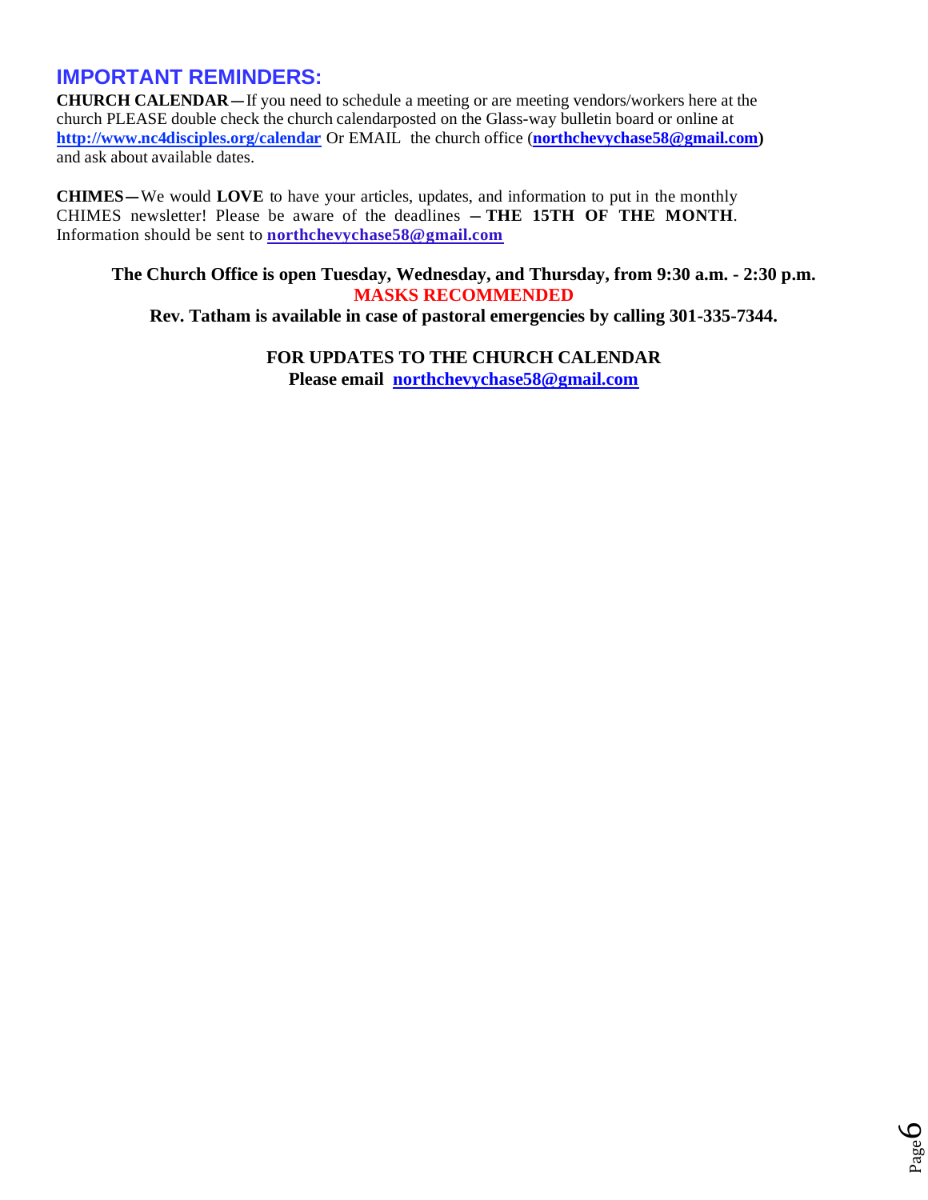## IMPORTANT REMINDERS:

**CHURCH CALENDAR**—If you need to schedule a meeting or are meeting vendors/workers here at the church PLEASE double check the church calendarposted on the Glass-way bulletin board or online at **http://www.nc4disciples.org/calendar** Or EMAIL the church office (**northchevychase58@gmail.com**) and ask about available dates.

**CHIMES**—We would **LOVE** to have your articles, updates, and information to put in the monthly CHIMES newsletter! Please be aware of the deadlines – **THE 15TH OF THE MONTH**. Information should be sent to **northchevychase58@gmail.com**

**The Church Office is open Tuesday, Wednesday, and Thursday, from 9:30 a.m. - 2:30 p.m.**
**MASKS RECOMMENDED**
**Rev. Tatham is available in case of pastoral emergencies by calling 301-335-7344.**

**FOR UPDATES TO THE CHURCH CALENDAR**
**Please email northchevychase58@gmail.com**